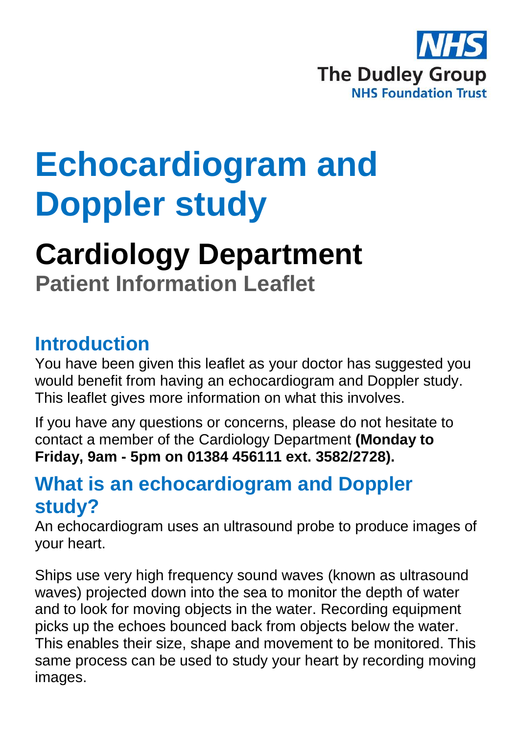NHS

The Dudley Group

NHS Foundation Trust

# Echocardiogram and Doppler study

## Cardiology Department

**Patient Information Leaflet**

## Introduction

You have been given this leaflet as your doctor has suggested you would benefit from having an echocardiogram and Doppler study. This leaflet gives more information on what this involves.

If you have any questions or concerns, please do not hesitate to contact a member of the Cardiology Department **(Monday to Friday, 9am - 5pm on 01384 456111 ext. 3582/2728).**

## What is an echocardiogram and Doppler study?

An echocardiogram uses an ultrasound probe to produce images of your heart.

Ships use very high frequency sound waves (known as ultrasound waves) projected down into the sea to monitor the depth of water and to look for moving objects in the water. Recording equipment picks up the echoes bounced back from objects below the water. This enables their size, shape and movement to be monitored. This same process can be used to study your heart by recording moving images.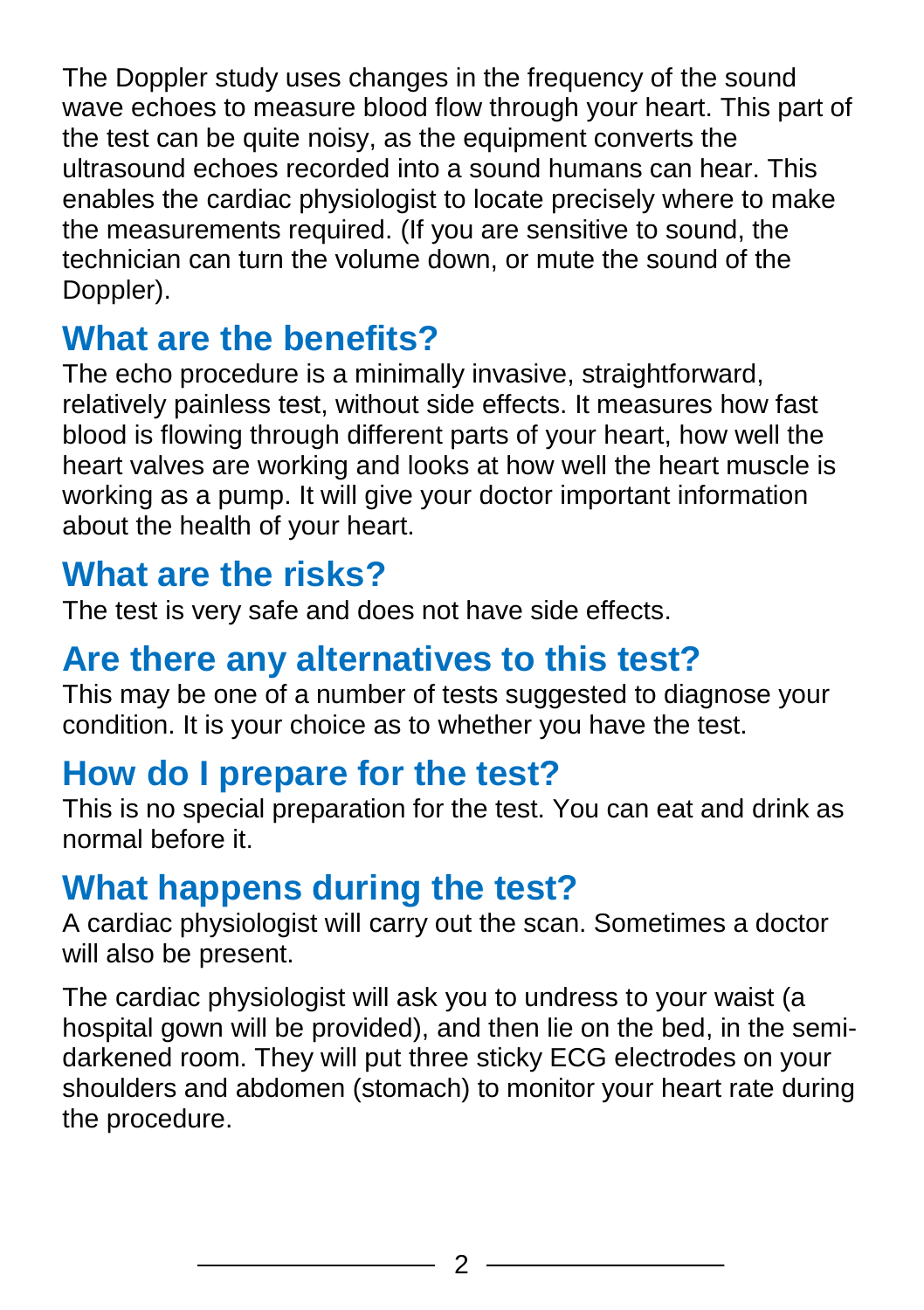The Doppler study uses changes in the frequency of the sound wave echoes to measure blood flow through your heart. This part of the test can be quite noisy, as the equipment converts the ultrasound echoes recorded into a sound humans can hear. This enables the cardiac physiologist to locate precisely where to make the measurements required. (If you are sensitive to sound, the technician can turn the volume down, or mute the sound of the Doppler).

## What are the benefits?

The echo procedure is a minimally invasive, straightforward, relatively painless test, without side effects. It measures how fast blood is flowing through different parts of your heart, how well the heart valves are working and looks at how well the heart muscle is working as a pump. It will give your doctor important information about the health of your heart.

## What are the risks?

The test is very safe and does not have side effects.

## Are there any alternatives to this test?

This may be one of a number of tests suggested to diagnose your condition. It is your choice as to whether you have the test.

## How do I prepare for the test?

This is no special preparation for the test. You can eat and drink as normal before it.

## What happens during the test?

A cardiac physiologist will carry out the scan. Sometimes a doctor will also be present.

The cardiac physiologist will ask you to undress to your waist (a hospital gown will be provided), and then lie on the bed, in the semi-darkened room. They will put three sticky ECG electrodes on your shoulders and abdomen (stomach) to monitor your heart rate during the procedure.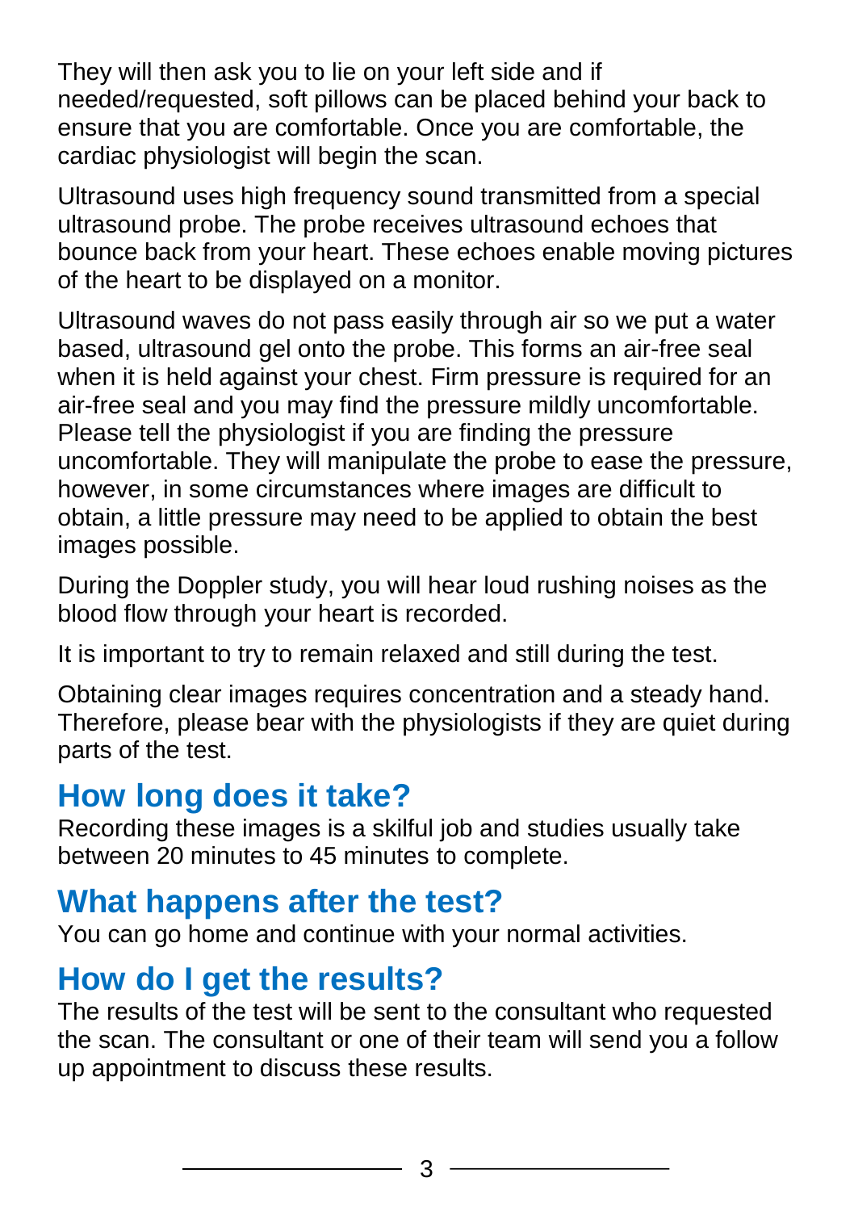They will then ask you to lie on your left side and if needed/requested, soft pillows can be placed behind your back to ensure that you are comfortable. Once you are comfortable, the cardiac physiologist will begin the scan.

Ultrasound uses high frequency sound transmitted from a special ultrasound probe. The probe receives ultrasound echoes that bounce back from your heart. These echoes enable moving pictures of the heart to be displayed on a monitor.

Ultrasound waves do not pass easily through air so we put a water based, ultrasound gel onto the probe. This forms an air-free seal when it is held against your chest. Firm pressure is required for an air-free seal and you may find the pressure mildly uncomfortable. Please tell the physiologist if you are finding the pressure uncomfortable. They will manipulate the probe to ease the pressure, however, in some circumstances where images are difficult to obtain, a little pressure may need to be applied to obtain the best images possible.

During the Doppler study, you will hear loud rushing noises as the blood flow through your heart is recorded.

It is important to try to remain relaxed and still during the test.

Obtaining clear images requires concentration and a steady hand. Therefore, please bear with the physiologists if they are quiet during parts of the test.

## How long does it take?

Recording these images is a skilful job and studies usually take between 20 minutes to 45 minutes to complete.

## What happens after the test?

You can go home and continue with your normal activities.

## How do I get the results?

The results of the test will be sent to the consultant who requested the scan. The consultant or one of their team will send you a follow up appointment to discuss these results.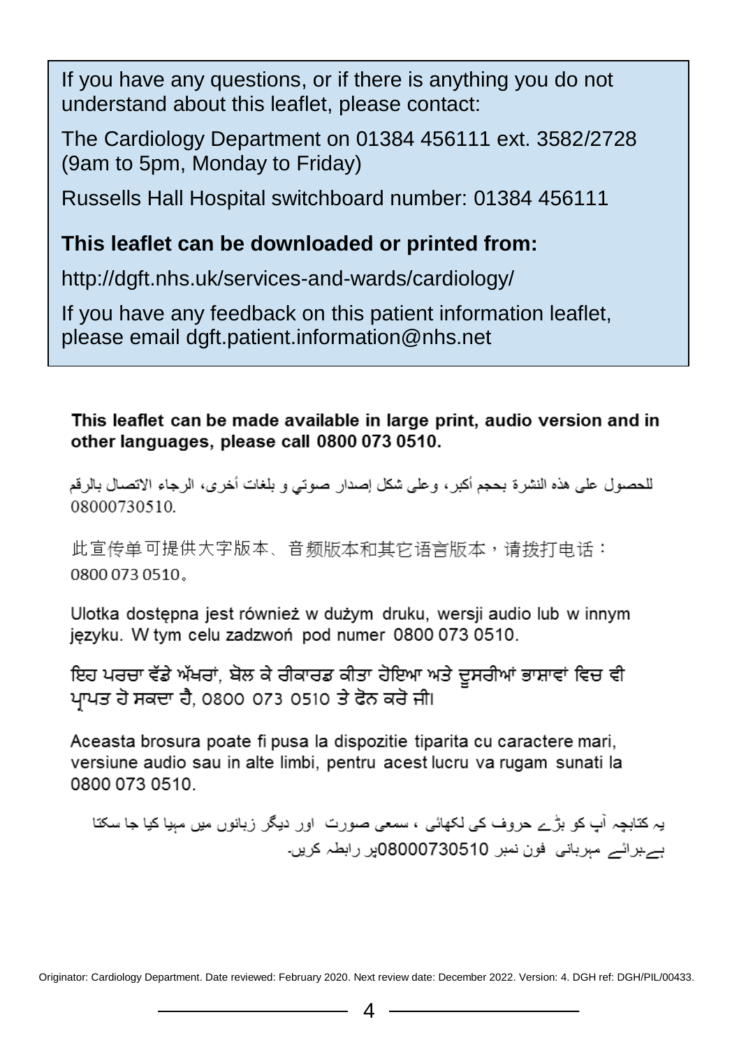If you have any questions, or if there is anything you do not understand about this leaflet, please contact:

The Cardiology Department on 01384 456111 ext. 3582/2728 (9am to 5pm, Monday to Friday)

Russells Hall Hospital switchboard number: 01384 456111

**This leaflet can be downloaded or printed from:**

http://dgft.nhs.uk/services-and-wards/cardiology/

If you have any feedback on this patient information leaflet, please email dgft.patient.information@nhs.net

**This leaflet can be made available in large print, audio version and in other languages, please call 0800 073 0510.**

للحصول على هذه النشرة بحجم أكبر، وعلى شكل إصدار صوتي و بلغات أخرى، الرجاء الاتصال بالرقم 08000730510.

此宣传单可提供大字版本、音频版本和其它语言版本，请拨打电话：0800 073 0510。

Ulotka dostępna jest również w dużym druku, wersji audio lub w innym języku. W tym celu zadzwoń pod numer 0800 073 0510.

ਇਹ ਪਰਚਾ ਵੱਡੇ ਅੱਖਰਾਂ, ਬੋਲ ਕੇ ਰੀਕਾਰਡ ਕੀਤਾ ਹੋਇਆ ਅਤੇ ਦੂਸਰੀਆਂ ਭਾਸ਼ਾਵਾਂ ਵਿਚ ਵੀ ਪ੍ਰਾਪਤ ਹੋ ਸਕਦਾ ਹੈ, 0800 073 0510 ਤੇ ਫੋਨ ਕਰੋ ਜੀ।

Aceasta brosura poate fi pusa la dispozitie tiparita cu caractere mari, versiune audio sau in alte limbi, pentru acest lucru va rugam sunati la 0800 073 0510.

یہ کتابچہ آپ کو بڑے حروف کی لکھائی ، سمعی صورت اور دیگر زبانوں میں مہیا کیا جا سکتا ہے۔برائے مہربانی فون نمبر 08000730510پر رابطہ کریں۔

Originator: Cardiology Department. Date reviewed: February 2020. Next review date: December 2022. Version: 4. DGH ref: DGH/PIL/00433.